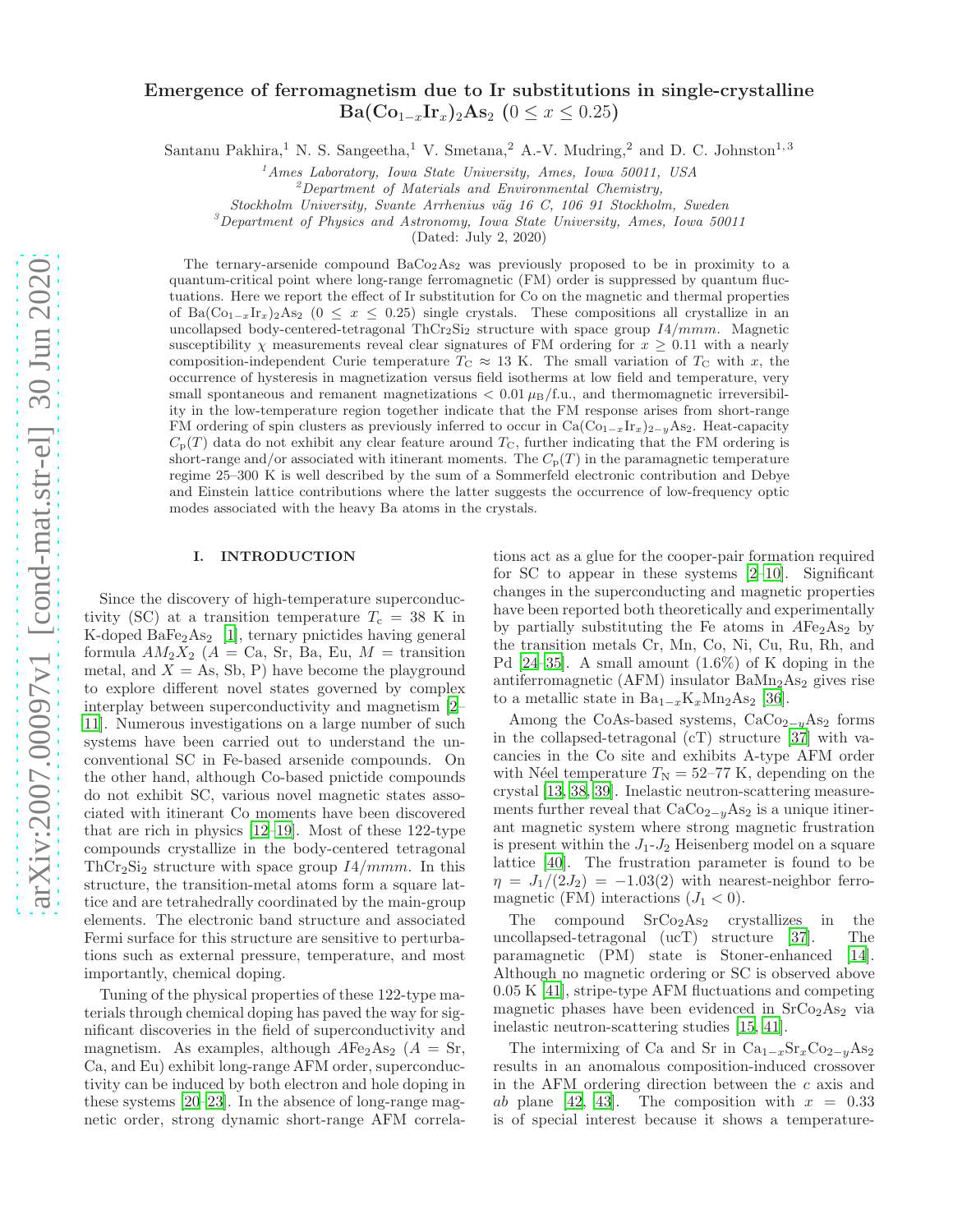# Emergence of ferromagnetism due to Ir substitutions in single-crystalline $Ba(Co_{1-x}Ir_x)_2As_2$ ($0 \leq x \leq 0.25$)

Santanu Pakhira,[1] N. S. Sangeetha,[1] V. Smetana,[2] A.-V. Mudring,[2] and D. C. Johnston[1,3]

[1]Ames Laboratory, Iowa State University, Ames, Iowa 50011, USA

[2]Department of Materials and Environmental Chemistry, Stockholm University, Svante Arrhenius väg 16 C, 106 91 Stockholm, Sweden

[3]Department of Physics and Astronomy, Iowa State University, Ames, Iowa 50011

(Dated: July 2, 2020)

The ternary-arsenide compound $BaCo_2As_2$ was previously proposed to be in proximity to a quantum-critical point where long-range ferromagnetic (FM) order is suppressed by quantum fluctuations. Here we report the effect of Ir substitution for Co on the magnetic and thermal properties of $Ba(Co_{1-x}Ir_x)_2As_2$ ($0 \leq x \leq 0.25$) single crystals. These compositions all crystallize in an uncollapsed body-centered-tetragonal $ThCr_2Si_2$ structure with space group $I4/mmm$. Magnetic susceptibility $\chi$ measurements reveal clear signatures of FM ordering for $x \geq 0.11$ with a nearly composition-independent Curie temperature $T_C \approx 13$ K. The small variation of $T_C$ with $x$, the occurrence of hysteresis in magnetization versus field isotherms at low field and temperature, very small spontaneous and remanent magnetizations $< 0.01\,\mu_B$/f.u., and thermomagnetic irreversibility in the low-temperature region together indicate that the FM response arises from short-range FM ordering of spin clusters as previously inferred to occur in $Ca(Co_{1-x}Ir_x)_{2-y}As_2$. Heat-capacity $C_p(T)$ data do not exhibit any clear feature around $T_C$, further indicating that the FM ordering is short-range and/or associated with itinerant moments. The $C_p(T)$ in the paramagnetic temperature regime 25–300 K is well described by the sum of a Sommerfeld electronic contribution and Debye and Einstein lattice contributions where the latter suggests the occurrence of low-frequency optic modes associated with the heavy Ba atoms in the crystals.

## I. INTRODUCTION

Since the discovery of high-temperature superconductivity (SC) at a transition temperature $T_c = 38$ K in K-doped $BaFe_2As_2$ [1], ternary pnictides having general formula $AM_2X_2$ ($A$ = Ca, Sr, Ba, Eu, $M$ = transition metal, and $X$ = As, Sb, P) have become the playground to explore different novel states governed by complex interplay between superconductivity and magnetism [2–11]. Numerous investigations on a large number of such systems have been carried out to understand the unconventional SC in Fe-based arsenide compounds. On the other hand, although Co-based pnictide compounds do not exhibit SC, various novel magnetic states associated with itinerant Co moments have been discovered that are rich in physics [12–19]. Most of these 122-type compounds crystallize in the body-centered tetragonal $ThCr_2Si_2$ structure with space group $I4/mmm$. In this structure, the transition-metal atoms form a square lattice and are tetrahedrally coordinated by the main-group elements. The electronic band structure and associated Fermi surface for this structure are sensitive to perturbations such as external pressure, temperature, and most importantly, chemical doping.

Tuning of the physical properties of these 122-type materials through chemical doping has paved the way for significant discoveries in the field of superconductivity and magnetism. As examples, although $AFe_2As_2$ ($A$ = Sr, Ca, and Eu) exhibit long-range AFM order, superconductivity can be induced by both electron and hole doping in these systems [20–23]. In the absence of long-range magnetic order, strong dynamic short-range AFM correlations act as a glue for the cooper-pair formation required for SC to appear in these systems [2–10]. Significant changes in the superconducting and magnetic properties have been reported both theoretically and experimentally by partially substituting the Fe atoms in $AFe_2As_2$ by the transition metals Cr, Mn, Co, Ni, Cu, Ru, Rh, and Pd [24–35]. A small amount (1.6%) of K doping in the antiferromagnetic (AFM) insulator $BaMn_2As_2$ gives rise to a metallic state in $Ba_{1-x}K_xMn_2As_2$ [36].

Among the CoAs-based systems, $CaCo_{2-y}As_2$ forms in the collapsed-tetragonal (cT) structure [37] with vacancies in the Co site and exhibits A-type AFM order with Néel temperature $T_N = 52$–77 K, depending on the crystal [13, 38, 39]. Inelastic neutron-scattering measurements further reveal that $CaCo_{2-y}As_2$ is a unique itinerant magnetic system where strong magnetic frustration is present within the $J_1$-$J_2$ Heisenberg model on a square lattice [40]. The frustration parameter is found to be $\eta = J_1/(2J_2) = -1.03(2)$ with nearest-neighbor ferromagnetic (FM) interactions ($J_1 < 0$).

The compound $SrCo_2As_2$ crystallizes in the uncollapsed-tetragonal (ucT) structure [37]. The paramagnetic (PM) state is Stoner-enhanced [14]. Although no magnetic ordering or SC is observed above 0.05 K [41], stripe-type AFM fluctuations and competing magnetic phases have been evidenced in $SrCo_2As_2$ via inelastic neutron-scattering studies [15, 41].

The intermixing of Ca and Sr in $Ca_{1-x}Sr_xCo_{2-y}As_2$ results in an anomalous composition-induced crossover in the AFM ordering direction between the $c$ axis and $ab$ plane [42, 43]. The composition with $x = 0.33$ is of special interest because it shows a temperature-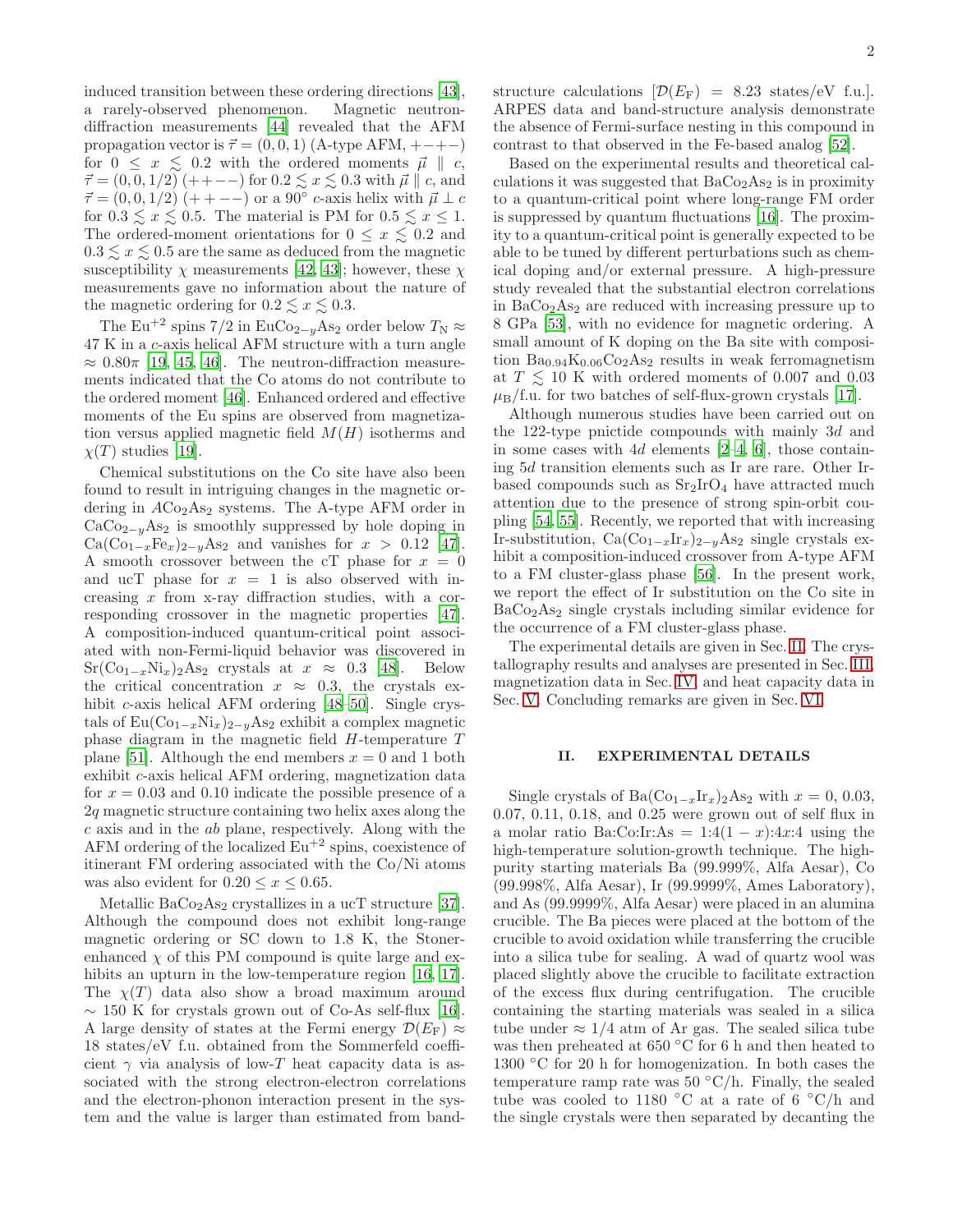induced transition between these ordering directions [43], a rarely-observed phenomenon. Magnetic neutron-diffraction measurements [44] revealed that the AFM propagation vector is $\vec{\tau} = (0, 0, 1)$ (A-type AFM, $+-+-$) for $0 \leq x \lesssim 0.2$ with the ordered moments $\vec{\mu} \parallel c$, $\vec{\tau} = (0, 0, 1/2)$ $(++--)$ for $0.2 \lesssim x \lesssim 0.3$ with $\vec{\mu} \parallel c$, and $\vec{\tau} = (0, 0, 1/2)$ $(++--)$ or a 90° $c$-axis helix with $\vec{\mu} \perp c$ for $0.3 \lesssim x \lesssim 0.5$. The material is PM for $0.5 \lesssim x \leq 1$. The ordered-moment orientations for $0 \leq x \lesssim 0.2$ and $0.3 \lesssim x \lesssim 0.5$ are the same as deduced from the magnetic susceptibility $\chi$ measurements [42, 43]; however, these $\chi$ measurements gave no information about the nature of the magnetic ordering for $0.2 \lesssim x \lesssim 0.3$.

The $Eu^{+2}$ spins 7/2 in $EuCo_{2-y}As_2$ order below $T_N \approx$ 47 K in a $c$-axis helical AFM structure with a turn angle $\approx 0.80\pi$ [19, 45, 46]. The neutron-diffraction measurements indicated that the Co atoms do not contribute to the ordered moment [46]. Enhanced ordered and effective moments of the Eu spins are observed from magnetization versus applied magnetic field $M(H)$ isotherms and $\chi(T)$ studies [19].

Chemical substitutions on the Co site have also been found to result in intriguing changes in the magnetic ordering in $ACo_2As_2$ systems. The A-type AFM order in $CaCo_{2-y}As_2$ is smoothly suppressed by hole doping in $Ca(Co_{1-x}Fe_x)_{2-y}As_2$ and vanishes for $x > 0.12$ [47]. A smooth crossover between the cT phase for $x = 0$ and ucT phase for $x = 1$ is also observed with increasing $x$ from x-ray diffraction studies, with a corresponding crossover in the magnetic properties [47]. A composition-induced quantum-critical point associated with non-Fermi-liquid behavior was discovered in $Sr(Co_{1-x}Ni_x)_2As_2$ crystals at $x \approx 0.3$ [48]. Below the critical concentration $x \approx 0.3$, the crystals exhibit $c$-axis helical AFM ordering [48–50]. Single crystals of $Eu(Co_{1-x}Ni_x)_{2-y}As_2$ exhibit a complex magnetic phase diagram in the magnetic field $H$-temperature $T$ plane [51]. Although the end members $x = 0$ and 1 both exhibit $c$-axis helical AFM ordering, magnetization data for $x = 0.03$ and 0.10 indicate the possible presence of a $2q$ magnetic structure containing two helix axes along the $c$ axis and in the $ab$ plane, respectively. Along with the AFM ordering of the localized $Eu^{+2}$ spins, coexistence of itinerant FM ordering associated with the Co/Ni atoms was also evident for $0.20 \leq x \leq 0.65$.

Metallic $BaCo_2As_2$ crystallizes in a ucT structure [37]. Although the compound does not exhibit long-range magnetic ordering or SC down to 1.8 K, the Stoner-enhanced $\chi$ of this PM compound is quite large and exhibits an upturn in the low-temperature region [16, 17]. The $\chi(T)$ data also show a broad maximum around $\sim 150$ K for crystals grown out of Co-As self-flux [16]. A large density of states at the Fermi energy $\mathcal{D}(E_F) \approx$ 18 states/eV f.u. obtained from the Sommerfeld coefficient $\gamma$ via analysis of low-$T$ heat capacity data is associated with the strong electron-electron correlations and the electron-phonon interaction present in the system and the value is larger than estimated from band-structure calculations [$\mathcal{D}(E_F) = 8.23$ states/eV f.u.]. ARPES data and band-structure analysis demonstrate the absence of Fermi-surface nesting in this compound in contrast to that observed in the Fe-based analog [52].

Based on the experimental results and theoretical calculations it was suggested that $BaCo_2As_2$ is in proximity to a quantum-critical point where long-range FM order is suppressed by quantum fluctuations [16]. The proximity to a quantum-critical point is generally expected to be able to be tuned by different perturbations such as chemical doping and/or external pressure. A high-pressure study revealed that the substantial electron correlations in $BaCo_2As_2$ are reduced with increasing pressure up to 8 GPa [53], with no evidence for magnetic ordering. A small amount of K doping on the Ba site with composition $Ba_{0.94}K_{0.06}Co_2As_2$ results in weak ferromagnetism at $T \lesssim 10$ K with ordered moments of 0.007 and 0.03 $\mu_B$/f.u. for two batches of self-flux-grown crystals [17].

Although numerous studies have been carried out on the 122-type pnictide compounds with mainly $3d$ and in some cases with $4d$ elements [2–4, 6], those containing $5d$ transition elements such as Ir are rare. Other Ir-based compounds such as $Sr_2IrO_4$ have attracted much attention due to the presence of strong spin-orbit coupling [54, 55]. Recently, we reported that with increasing Ir-substitution, $Ca(Co_{1-x}Ir_x)_{2-y}As_2$ single crystals exhibit a composition-induced crossover from A-type AFM to a FM cluster-glass phase [56]. In the present work, we report the effect of Ir substitution on the Co site in $BaCo_2As_2$ single crystals including similar evidence for the occurrence of a FM cluster-glass phase.

The experimental details are given in Sec. II. The crystallography results and analyses are presented in Sec. III, magnetization data in Sec. IV, and heat capacity data in Sec. V. Concluding remarks are given in Sec. VI.

## II. EXPERIMENTAL DETAILS

Single crystals of $Ba(Co_{1-x}Ir_x)_2As_2$ with $x = 0$, 0.03, 0.07, 0.11, 0.18, and 0.25 were grown out of self flux in a molar ratio Ba:Co:Ir:As = 1:4$(1-x)$:4$x$:4 using the high-temperature solution-growth technique. The high-purity starting materials Ba (99.999%, Alfa Aesar), Co (99.998%, Alfa Aesar), Ir (99.9999%, Ames Laboratory), and As (99.9999%, Alfa Aesar) were placed in an alumina crucible. The Ba pieces were placed at the bottom of the crucible to avoid oxidation while transferring the crucible into a silica tube for sealing. A wad of quartz wool was placed slightly above the crucible to facilitate extraction of the excess flux during centrifugation. The crucible containing the starting materials was sealed in a silica tube under $\approx 1/4$ atm of Ar gas. The sealed silica tube was then preheated at 650 °C for 6 h and then heated to 1300 °C for 20 h for homogenization. In both cases the temperature ramp rate was 50 °C/h. Finally, the sealed tube was cooled to 1180 °C at a rate of 6 °C/h and the single crystals were then separated by decanting the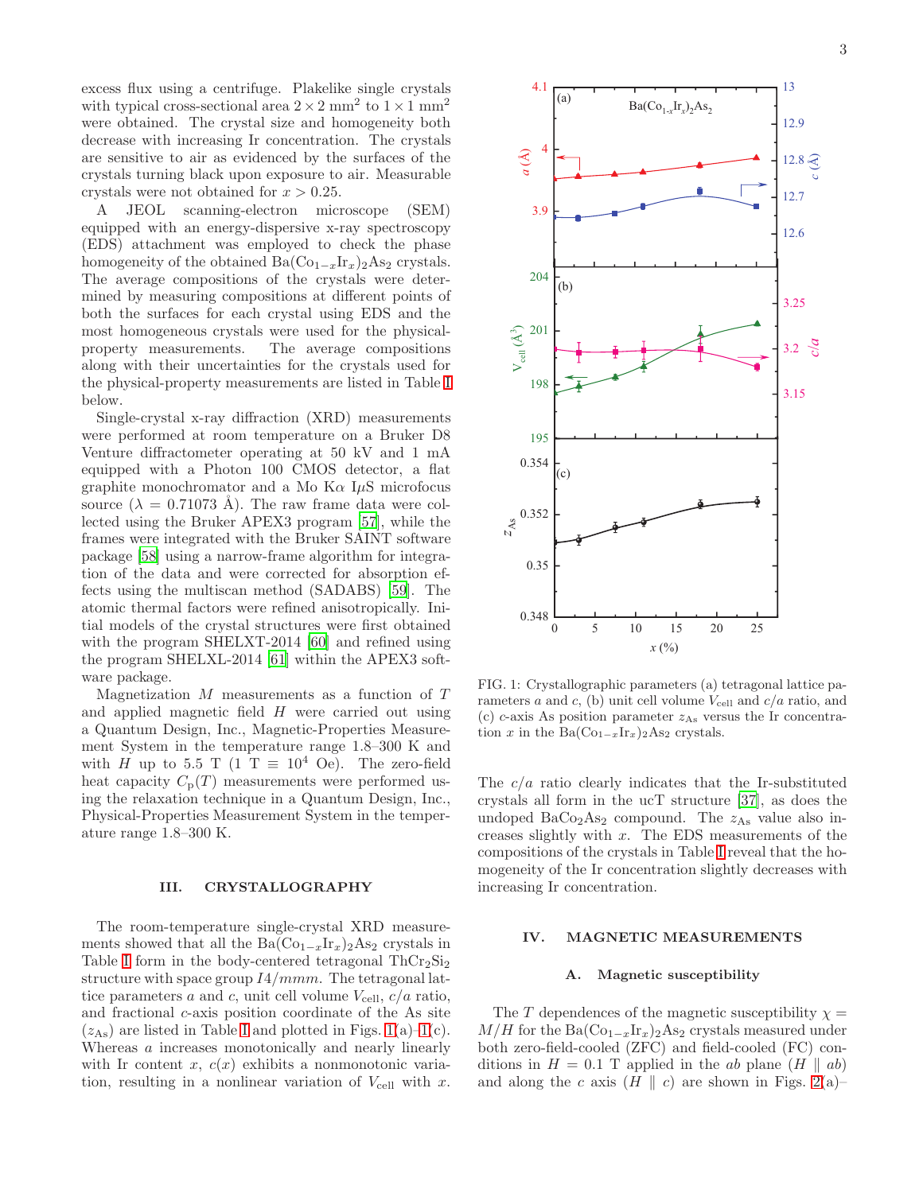excess flux using a centrifuge. Plakelike single crystals with typical cross-sectional area $2 \times 2$ mm$^2$ to $1 \times 1$ mm$^2$ were obtained. The crystal size and homogeneity both decrease with increasing Ir concentration. The crystals are sensitive to air as evidenced by the surfaces of the crystals turning black upon exposure to air. Measurable crystals were not obtained for $x > 0.25$.

A JEOL scanning-electron microscope (SEM) equipped with an energy-dispersive x-ray spectroscopy (EDS) attachment was employed to check the phase homogeneity of the obtained $Ba(Co_{1-x}Ir_x)_2As_2$ crystals. The average compositions of the crystals were determined by measuring compositions at different points of both the surfaces for each crystal using EDS and the most homogeneous crystals were used for the physical-property measurements. The average compositions along with their uncertainties for the crystals used for the physical-property measurements are listed in Table I below.

Single-crystal x-ray diffraction (XRD) measurements were performed at room temperature on a Bruker D8 Venture diffractometer operating at 50 kV and 1 mA equipped with a Photon 100 CMOS detector, a flat graphite monochromator and a Mo K$\alpha$ I$\mu$S microfocus source ($\lambda = 0.71073$ Å). The raw frame data were collected using the Bruker APEX3 program [57], while the frames were integrated with the Bruker SAINT software package [58] using a narrow-frame algorithm for integration of the data and were corrected for absorption effects using the multiscan method (SADABS) [59]. The atomic thermal factors were refined anisotropically. Initial models of the crystal structures were first obtained with the program SHELXT-2014 [60] and refined using the program SHELXL-2014 [61] within the APEX3 software package.

Magnetization $M$ measurements as a function of $T$ and applied magnetic field $H$ were carried out using a Quantum Design, Inc., Magnetic-Properties Measurement System in the temperature range 1.8–300 K and with $H$ up to 5.5 T (1 T $\equiv 10^4$ Oe). The zero-field heat capacity $C_p(T)$ measurements were performed using the relaxation technique in a Quantum Design, Inc., Physical-Properties Measurement System in the temperature range 1.8–300 K.

## III. CRYSTALLOGRAPHY

The room-temperature single-crystal XRD measurements showed that all the $Ba(Co_{1-x}Ir_x)_2As_2$ crystals in Table I form in the body-centered tetragonal $ThCr_2Si_2$ structure with space group $I4/mmm$. The tetragonal lattice parameters $a$ and $c$, unit cell volume $V_{cell}$, $c/a$ ratio, and fractional $c$-axis position coordinate of the As site ($z_{As}$) are listed in Table I and plotted in Figs. 1(a)–1(c). Whereas $a$ increases monotonically and nearly linearly with Ir content $x$, $c(x)$ exhibits a nonmonotonic variation, resulting in a nonlinear variation of $V_{cell}$ with $x$.

FIG. 1: Crystallographic parameters (a) tetragonal lattice parameters $a$ and $c$, (b) unit cell volume $V_{cell}$ and $c/a$ ratio, and (c) $c$-axis As position parameter $z_{As}$ versus the Ir concentration $x$ in the $Ba(Co_{1-x}Ir_x)_2As_2$ crystals.

The $c/a$ ratio clearly indicates that the Ir-substituted crystals all form in the ucT structure [37], as does the undoped $BaCo_2As_2$ compound. The $z_{As}$ value also increases slightly with $x$. The EDS measurements of the compositions of the crystals in Table I reveal that the homogeneity of the Ir concentration slightly decreases with increasing Ir concentration.

## IV. MAGNETIC MEASUREMENTS

### A. Magnetic susceptibility

The $T$ dependences of the magnetic susceptibility $\chi = M/H$ for the $Ba(Co_{1-x}Ir_x)_2As_2$ crystals measured under both zero-field-cooled (ZFC) and field-cooled (FC) conditions in $H = 0.1$ T applied in the $ab$ plane ($H \parallel ab$) and along the $c$ axis ($H \parallel c$) are shown in Figs. 2(a)–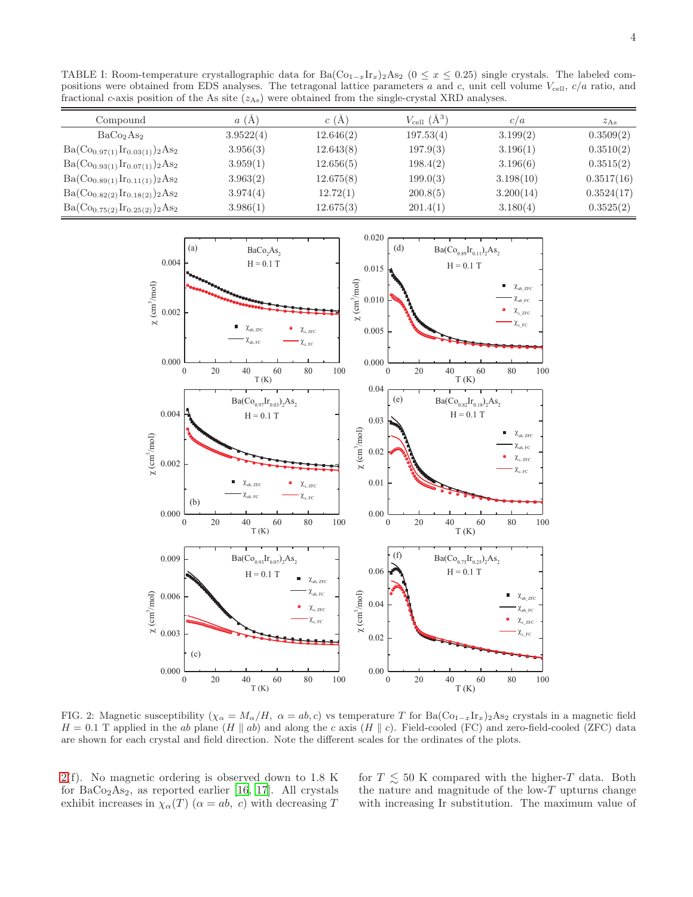TABLE I: Room-temperature crystallographic data for $Ba(Co_{1-x}Ir_x)_2As_2$ ($0 \leq x \leq 0.25$) single crystals. The labeled compositions were obtained from EDS analyses. The tetragonal lattice parameters $a$ and $c$, unit cell volume $V_{cell}$, $c/a$ ratio, and fractional $c$-axis position of the As site ($z_{As}$) were obtained from the single-crystal XRD analyses.

| Compound | $a$ (Å) | $c$ (Å) | $V_{cell}$ (Å$^3$) | $c/a$ | $z_{As}$ |
|---|---|---|---|---|---|
| $BaCo_2As_2$ | 3.9522(4) | 12.646(2) | 197.53(4) | 3.199(2) | 0.3509(2) |
| $Ba(Co_{0.97(1)}Ir_{0.03(1)})_2As_2$ | 3.956(3) | 12.643(8) | 197.9(3) | 3.196(1) | 0.3510(2) |
| $Ba(Co_{0.93(1)}Ir_{0.07(1)})_2As_2$ | 3.959(1) | 12.656(5) | 198.4(2) | 3.196(6) | 0.3515(2) |
| $Ba(Co_{0.89(1)}Ir_{0.11(1)})_2As_2$ | 3.963(2) | 12.675(8) | 199.0(3) | 3.198(10) | 0.3517(16) |
| $Ba(Co_{0.82(2)}Ir_{0.18(2)})_2As_2$ | 3.974(4) | 12.72(1) | 200.8(5) | 3.200(14) | 0.3524(17) |
| $Ba(Co_{0.75(2)}Ir_{0.25(2)})_2As_2$ | 3.986(1) | 12.675(3) | 201.4(1) | 3.180(4) | 0.3525(2) |

FIG. 2: Magnetic susceptibility ($\chi_\alpha = M_\alpha/H$, $\alpha = ab, c$) vs temperature $T$ for $Ba(Co_{1-x}Ir_x)_2As_2$ crystals in a magnetic field $H = 0.1$ T applied in the $ab$ plane ($H \parallel ab$) and along the $c$ axis ($H \parallel c$). Field-cooled (FC) and zero-field-cooled (ZFC) data are shown for each crystal and field direction. Note the different scales for the ordinates of the plots.

2(f). No magnetic ordering is observed down to 1.8 K for $BaCo_2As_2$, as reported earlier [16, 17]. All crystals exhibit increases in $\chi_\alpha(T)$ ($\alpha = ab,\ c$) with decreasing $T$ for $T \lesssim 50$ K compared with the higher-$T$ data. Both the nature and magnitude of the low-$T$ upturns change with increasing Ir substitution. The maximum value of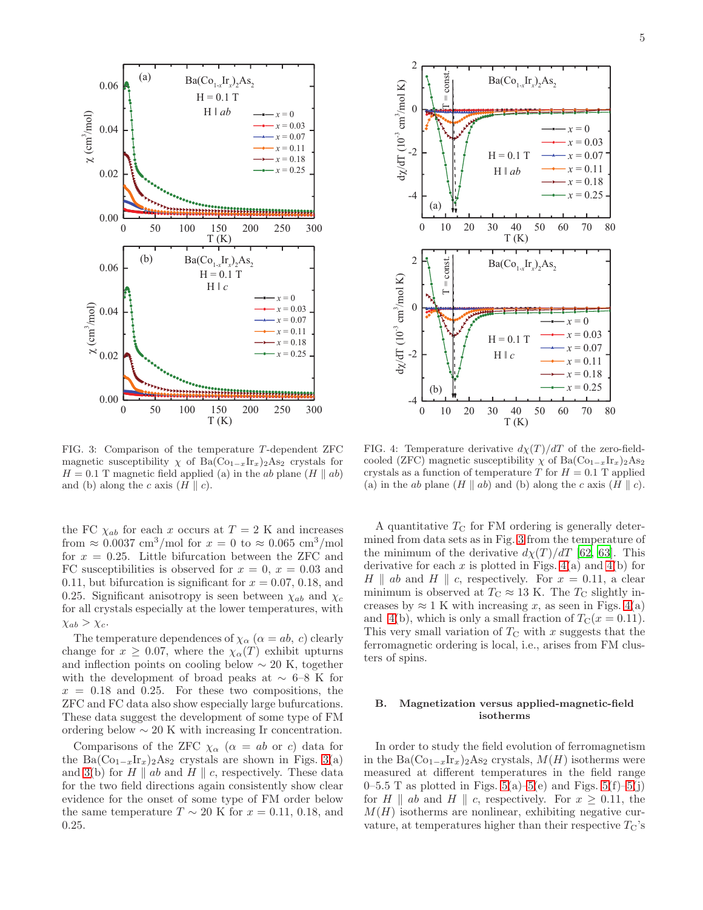FIG. 3: Comparison of the temperature $T$-dependent ZFC magnetic susceptibility $\chi$ of $Ba(Co_{1-x}Ir_x)_2As_2$ crystals for $H = 0.1$ T magnetic field applied (a) in the $ab$ plane ($H \parallel ab$) and (b) along the $c$ axis ($H \parallel c$).

FIG. 4: Temperature derivative $d\chi(T)/dT$ of the zero-field-cooled (ZFC) magnetic susceptibility $\chi$ of $Ba(Co_{1-x}Ir_x)_2As_2$ crystals as a function of temperature $T$ for $H = 0.1$ T applied (a) in the $ab$ plane ($H \parallel ab$) and (b) along the $c$ axis ($H \parallel c$).

the FC $\chi_{ab}$ for each $x$ occurs at $T = 2$ K and increases from $\approx 0.0037$ cm$^3$/mol for $x = 0$ to $\approx 0.065$ cm$^3$/mol for $x = 0.25$. Little bifurcation between the ZFC and FC susceptibilities is observed for $x = 0$, $x = 0.03$ and 0.11, but bifurcation is significant for $x = 0.07$, 0.18, and 0.25. Significant anisotropy is seen between $\chi_{ab}$ and $\chi_c$ for all crystals especially at the lower temperatures, with $\chi_{ab} > \chi_c$.

The temperature dependences of $\chi_\alpha$ ($\alpha = ab$, $c$) clearly change for $x \geq 0.07$, where the $\chi_\alpha(T)$ exhibit upturns and inflection points on cooling below $\sim 20$ K, together with the development of broad peaks at $\sim$ 6–8 K for $x = 0.18$ and 0.25. For these two compositions, the ZFC and FC data also show especially large bufurcations. These data suggest the development of some type of FM ordering below $\sim 20$ K with increasing Ir concentration.

Comparisons of the ZFC $\chi_\alpha$ ($\alpha = ab$ or $c$) data for the $Ba(Co_{1-x}Ir_x)_2As_2$ crystals are shown in Figs. 3(a) and 3(b) for $H \parallel ab$ and $H \parallel c$, respectively. These data for the two field directions again consistently show clear evidence for the onset of some type of FM order below the same temperature $T \sim 20$ K for $x = 0.11$, 0.18, and 0.25.

A quantitative $T_C$ for FM ordering is generally determined from data sets as in Fig. 3 from the temperature of the minimum of the derivative $d\chi(T)/dT$ [62, 63]. This derivative for each $x$ is plotted in Figs. 4(a) and 4(b) for $H \parallel ab$ and $H \parallel c$, respectively. For $x = 0.11$, a clear minimum is observed at $T_C \approx 13$ K. The $T_C$ slightly increases by $\approx 1$ K with increasing $x$, as seen in Figs. 4(a) and 4(b), which is only a small fraction of $T_C(x = 0.11)$. This very small variation of $T_C$ with $x$ suggests that the ferromagnetic ordering is local, i.e., arises from FM clusters of spins.

## B. Magnetization versus applied-magnetic-field isotherms

In order to study the field evolution of ferromagnetism in the $Ba(Co_{1-x}Ir_x)_2As_2$ crystals, $M(H)$ isotherms were measured at different temperatures in the field range 0–5.5 T as plotted in Figs. 5(a)–5(e) and Figs. 5(f)–5(j) for $H \parallel ab$ and $H \parallel c$, respectively. For $x \geq 0.11$, the $M(H)$ isotherms are nonlinear, exhibiting negative curvature, at temperatures higher than their respective $T_C$'s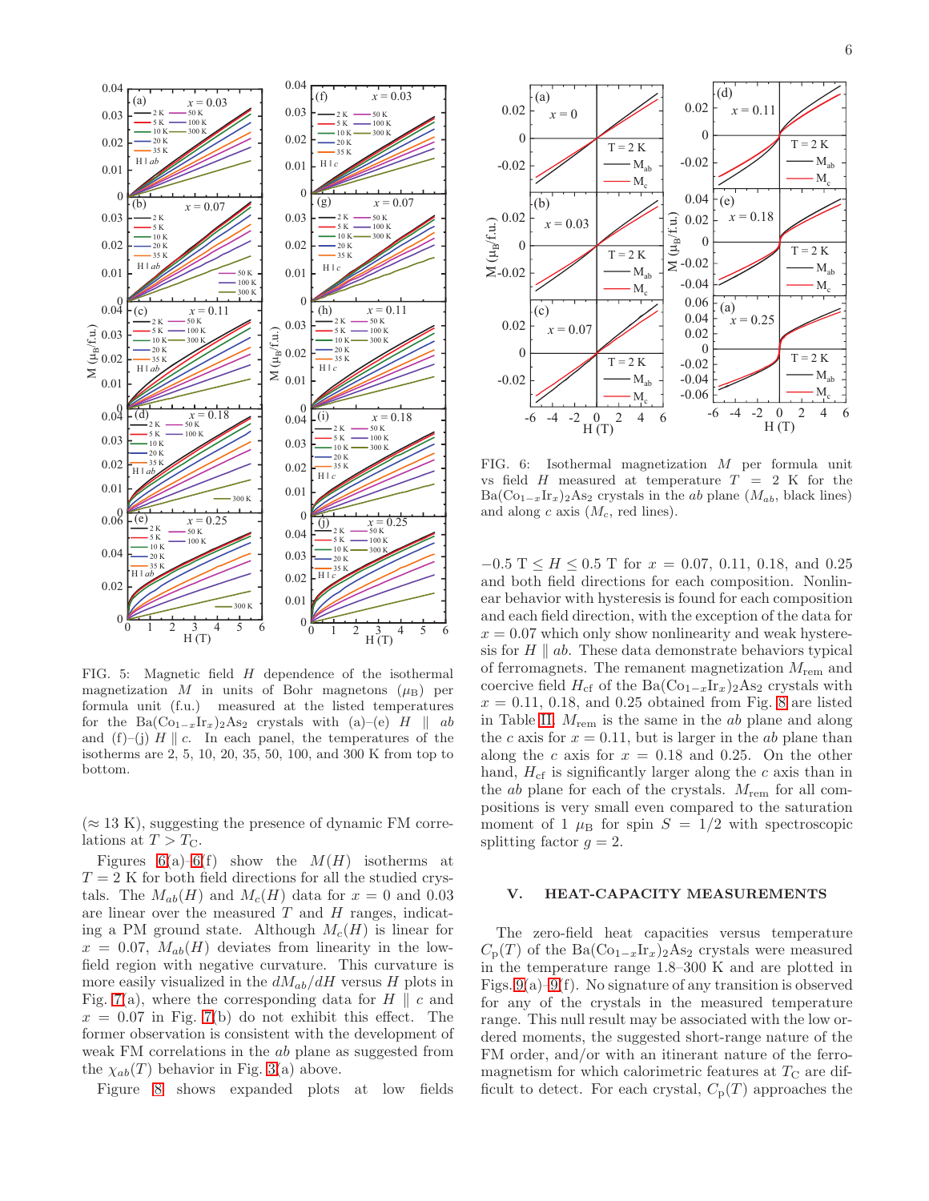FIG. 5: Magnetic field $H$ dependence of the isothermal magnetization $M$ in units of Bohr magnetons ($\mu_B$) per formula unit (f.u.) measured at the listed temperatures for the $Ba(Co_{1-x}Ir_x)_2As_2$ crystals with (a)–(e) $H \parallel ab$ and (f)–(j) $H \parallel c$. In each panel, the temperatures of the isotherms are 2, 5, 10, 20, 35, 50, 100, and 300 K from top to bottom.

($\approx 13$ K), suggesting the presence of dynamic FM correlations at $T > T_C$.

Figures 6(a)–6(f) show the $M(H)$ isotherms at $T = 2$ K for both field directions for all the studied crystals. The $M_{ab}(H)$ and $M_c(H)$ data for $x = 0$ and 0.03 are linear over the measured $T$ and $H$ ranges, indicating a PM ground state. Although $M_c(H)$ is linear for $x = 0.07$, $M_{ab}(H)$ deviates from linearity in the low-field region with negative curvature. This curvature is more easily visualized in the $dM_{ab}/dH$ versus $H$ plots in Fig. 7(a), where the corresponding data for $H \parallel c$ and $x = 0.07$ in Fig. 7(b) do not exhibit this effect. The former observation is consistent with the development of weak FM correlations in the $ab$ plane as suggested from the $\chi_{ab}(T)$ behavior in Fig. 3(a) above.

Figure 8 shows expanded plots at low fields $-0.5$ T $\leq H \leq 0.5$ T for $x = 0.07$, 0.11, 0.18, and 0.25 and both field directions for each composition. Nonlinear behavior with hysteresis is found for each composition and each field direction, with the exception of the data for $x = 0.07$ which only show nonlinearity and weak hysteresis for $H \parallel ab$. These data demonstrate behaviors typical of ferromagnets. The remanent magnetization $M_{\rm rem}$ and coercive field $H_{\rm cf}$ of the $Ba(Co_{1-x}Ir_x)_2As_2$ crystals with $x = 0.11$, 0.18, and 0.25 obtained from Fig. 8 are listed in Table II. $M_{\rm rem}$ is the same in the $ab$ plane and along the $c$ axis for $x = 0.11$, but is larger in the $ab$ plane than along the $c$ axis for $x = 0.18$ and 0.25. On the other hand, $H_{\rm cf}$ is significantly larger along the $c$ axis than in the $ab$ plane for each of the crystals. $M_{\rm rem}$ for all compositions is very small even compared to the saturation moment of 1 $\mu_B$ for spin $S = 1/2$ with spectroscopic splitting factor $g = 2$.

FIG. 6: Isothermal magnetization $M$ per formula unit vs field $H$ measured at temperature $T = 2$ K for the $Ba(Co_{1-x}Ir_x)_2As_2$ crystals in the $ab$ plane ($M_{ab}$, black lines) and along $c$ axis ($M_c$, red lines).

## V. HEAT-CAPACITY MEASUREMENTS

The zero-field heat capacities versus temperature $C_p(T)$ of the $Ba(Co_{1-x}Ir_x)_2As_2$ crystals were measured in the temperature range 1.8–300 K and are plotted in Figs. 9(a)–9(f). No signature of any transition is observed for any of the crystals in the measured temperature range. This null result may be associated with the low ordered moments, the suggested short-range nature of the FM order, and/or with an itinerant nature of the ferromagnetism for which calorimetric features at $T_C$ are difficult to detect. For each crystal, $C_p(T)$ approaches the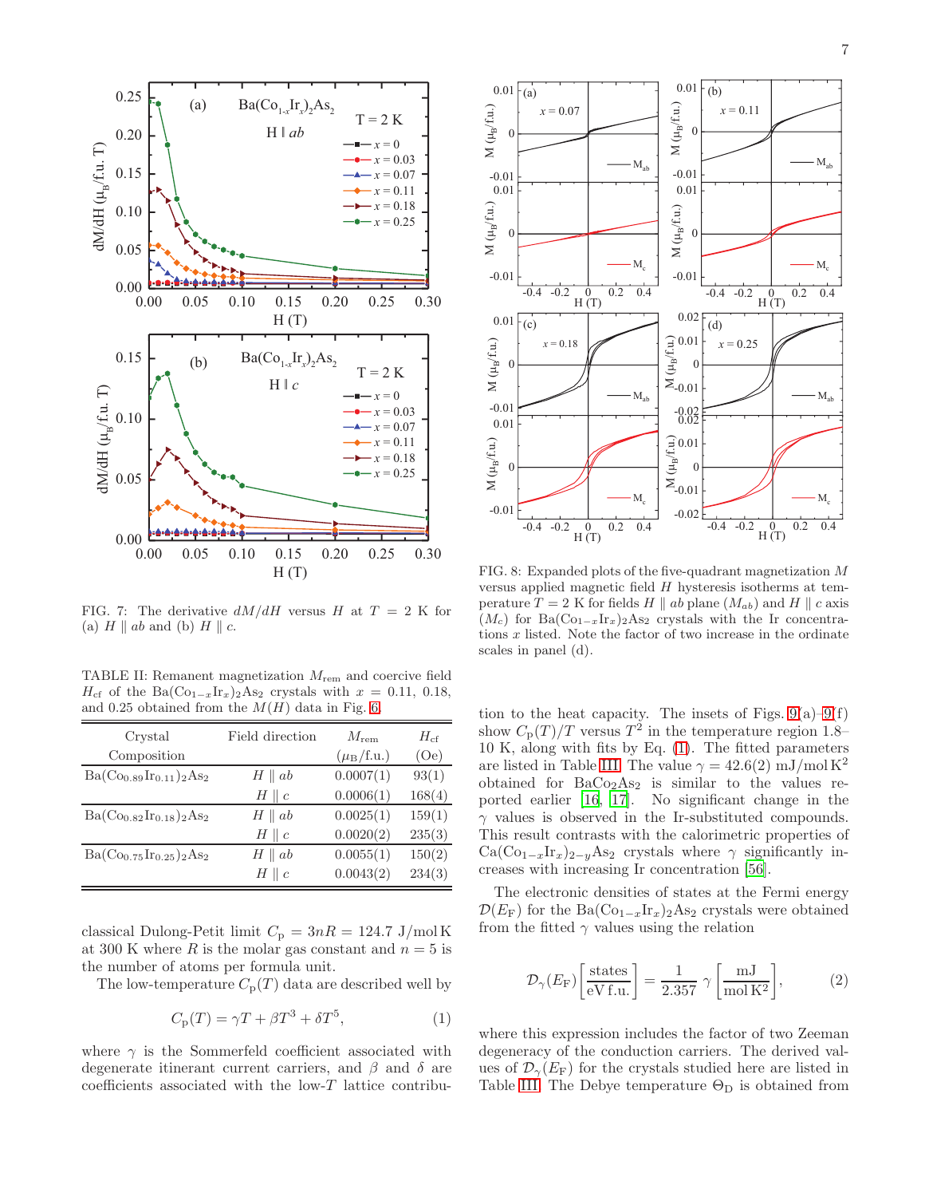FIG. 7: The derivative $dM/dH$ versus $H$ at $T = 2$ K for (a) $H \parallel ab$ and (b) $H \parallel c$.

TABLE II: Remanent magnetization $M_{\rm rem}$ and coercive field $H_{\rm cf}$ of the $Ba(Co_{1-x}Ir_x)_2As_2$ crystals with $x$ = 0.11, 0.18, and 0.25 obtained from the $M(H)$ data in Fig. 6.

| Crystal Composition | Field direction | $M_{\rm rem}$ ($\mu_{\rm B}$/f.u.) | $H_{\rm cf}$ (Oe) |
|---|---|---|---|
| $Ba(Co_{0.89}Ir_{0.11})_2As_2$ | $H \parallel ab$ | 0.0007(1) | 93(1) |
| | $H \parallel c$ | 0.0006(1) | 168(4) |
| $Ba(Co_{0.82}Ir_{0.18})_2As_2$ | $H \parallel ab$ | 0.0025(1) | 159(1) |
| | $H \parallel c$ | 0.0020(2) | 235(3) |
| $Ba(Co_{0.75}Ir_{0.25})_2As_2$ | $H \parallel ab$ | 0.0055(1) | 150(2) |
| | $H \parallel c$ | 0.0043(2) | 234(3) |

classical Dulong-Petit limit $C_{\rm p} = 3nR = 124.7$ J/mol K at 300 K where $R$ is the molar gas constant and $n = 5$ is the number of atoms per formula unit.

The low-temperature $C_{\rm p}(T)$ data are described well by

$$C_{\rm p}(T) = \gamma T + \beta T^3 + \delta T^5, \qquad (1)$$

where $\gamma$ is the Sommerfeld coefficient associated with degenerate itinerant current carriers, and $\beta$ and $\delta$ are coefficients associated with the low-$T$ lattice contribution to the heat capacity. The insets of Figs. 9(a)–9(f) show $C_{\rm p}(T)/T$ versus $T^2$ in the temperature region 1.8–10 K, along with fits by Eq. (1). The fitted parameters are listed in Table III. The value $\gamma = 42.6(2)$ mJ/mol K$^2$ obtained for $BaCo_2As_2$ is similar to the values reported earlier [16, 17]. No significant change in the $\gamma$ values is observed in the Ir-substituted compounds. This result contrasts with the calorimetric properties of $Ca(Co_{1-x}Ir_x)_{2-y}As_2$ crystals where $\gamma$ significantly increases with increasing Ir concentration [56].

FIG. 8: Expanded plots of the five-quadrant magnetization $M$ versus applied magnetic field $H$ hysteresis isotherms at temperature $T = 2$ K for fields $H \parallel ab$ plane ($M_{ab}$) and $H \parallel c$ axis ($M_c$) for $Ba(Co_{1-x}Ir_x)_2As_2$ crystals with the Ir concentrations $x$ listed. Note the factor of two increase in the ordinate scales in panel (d).

The electronic densities of states at the Fermi energy $\mathcal{D}(E_{\rm F})$ for the $Ba(Co_{1-x}Ir_x)_2As_2$ crystals were obtained from the fitted $\gamma$ values using the relation

$$\mathcal{D}_\gamma(E_{\rm F})\left[\frac{\rm states}{\rm eV\, f.u.}\right] = \frac{1}{2.357}\,\gamma\left[\frac{\rm mJ}{\rm mol\, K^2}\right], \qquad (2)$$

where this expression includes the factor of two Zeeman degeneracy of the conduction carriers. The derived values of $\mathcal{D}_\gamma(E_{\rm F})$ for the crystals studied here are listed in Table III. The Debye temperature $\Theta_{\rm D}$ is obtained from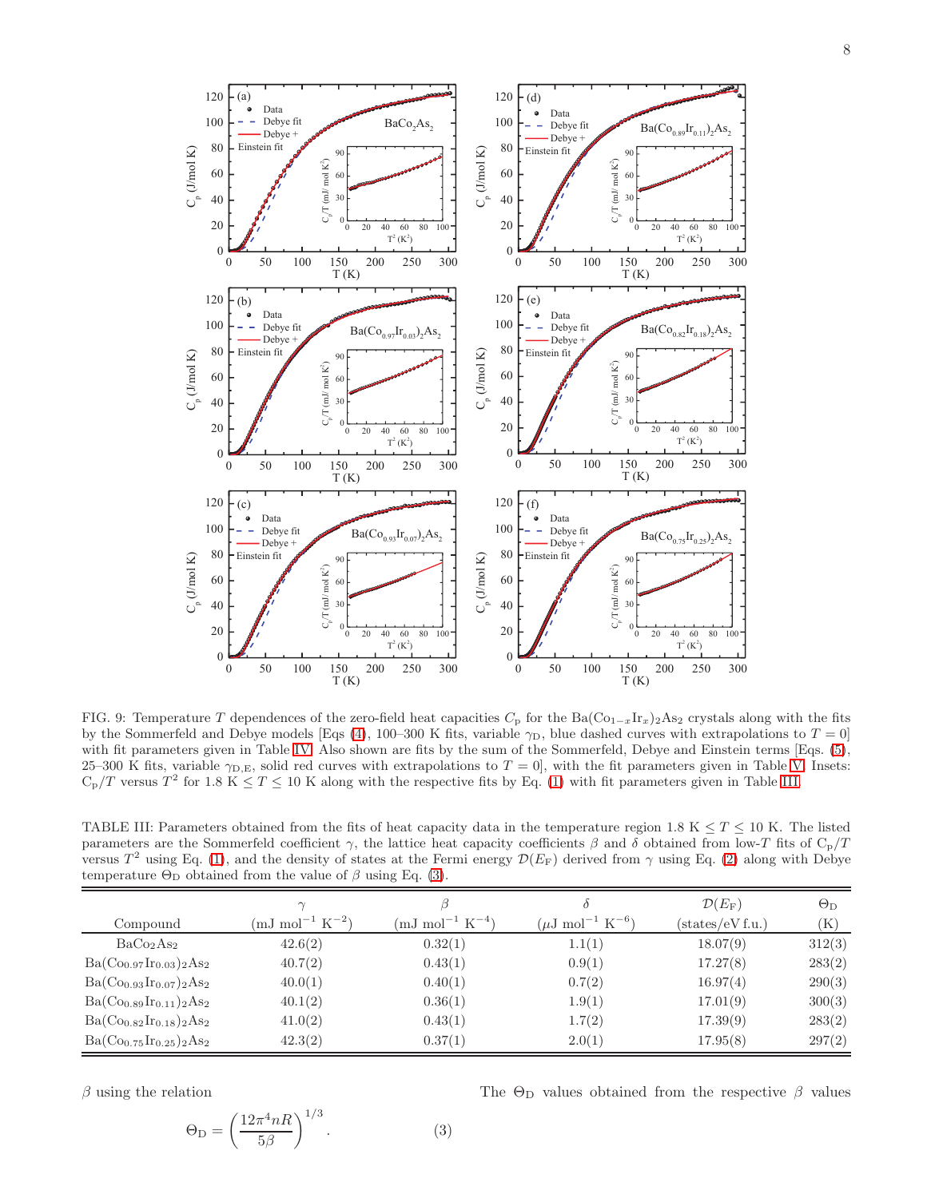FIG. 9: Temperature $T$ dependences of the zero-field heat capacities $C_{\rm p}$ for the $Ba(Co_{1-x}Ir_x)_2As_2$ crystals along with the fits by the Sommerfeld and Debye models [Eqs (4), 100–300 K fits, variable $\gamma_{\rm D}$, blue dashed curves with extrapolations to $T = 0$] with fit parameters given in Table IV. Also shown are fits by the sum of the Sommerfeld, Debye and Einstein terms [Eqs. (5), 25–300 K fits, variable $\gamma_{\rm D,E}$, solid red curves with extrapolations to $T = 0$], with the fit parameters given in Table V. Insets: $C_{\rm p}/T$ versus $T^2$ for 1.8 K $\leq T \leq$ 10 K along with the respective fits by Eq. (1) with fit parameters given in Table III.

TABLE III: Parameters obtained from the fits of heat capacity data in the temperature region 1.8 K $\leq T \leq$ 10 K. The listed parameters are the Sommerfeld coefficient $\gamma$, the lattice heat capacity coefficients $\beta$ and $\delta$ obtained from low-$T$ fits of $C_{\rm p}/T$ versus $T^2$ using Eq. (1), and the density of states at the Fermi energy $\mathcal{D}(E_{\rm F})$ derived from $\gamma$ using Eq. (2) along with Debye temperature $\Theta_{\rm D}$ obtained from the value of $\beta$ using Eq. (3).

| Compound | $\gamma$ (mJ mol$^{-1}$ K$^{-2}$) | $\beta$ (mJ mol$^{-1}$ K$^{-4}$) | $\delta$ ($\mu$J mol$^{-1}$ K$^{-6}$) | $\mathcal{D}(E_{\rm F})$ (states/eV f.u.) | $\Theta_{\rm D}$ (K) |
|---|---|---|---|---|---|
| $BaCo_2As_2$ | 42.6(2) | 0.32(1) | 1.1(1) | 18.07(9) | 312(3) |
| $Ba(Co_{0.97}Ir_{0.03})_2As_2$ | 40.7(2) | 0.43(1) | 0.9(1) | 17.27(8) | 283(2) |
| $Ba(Co_{0.93}Ir_{0.07})_2As_2$ | 40.0(1) | 0.40(1) | 0.7(2) | 16.97(4) | 290(3) |
| $Ba(Co_{0.89}Ir_{0.11})_2As_2$ | 40.1(2) | 0.36(1) | 1.9(1) | 17.01(9) | 300(3) |
| $Ba(Co_{0.82}Ir_{0.18})_2As_2$ | 41.0(2) | 0.43(1) | 1.7(2) | 17.39(9) | 283(2) |
| $Ba(Co_{0.75}Ir_{0.25})_2As_2$ | 42.3(2) | 0.37(1) | 2.0(1) | 17.95(8) | 297(2) |

$\beta$ using the relation

$$\Theta_{\rm D} = \left(\frac{12\pi^4 nR}{5\beta}\right)^{1/3}. \tag{3}$$

The $\Theta_{\rm D}$ values obtained from the respective $\beta$ values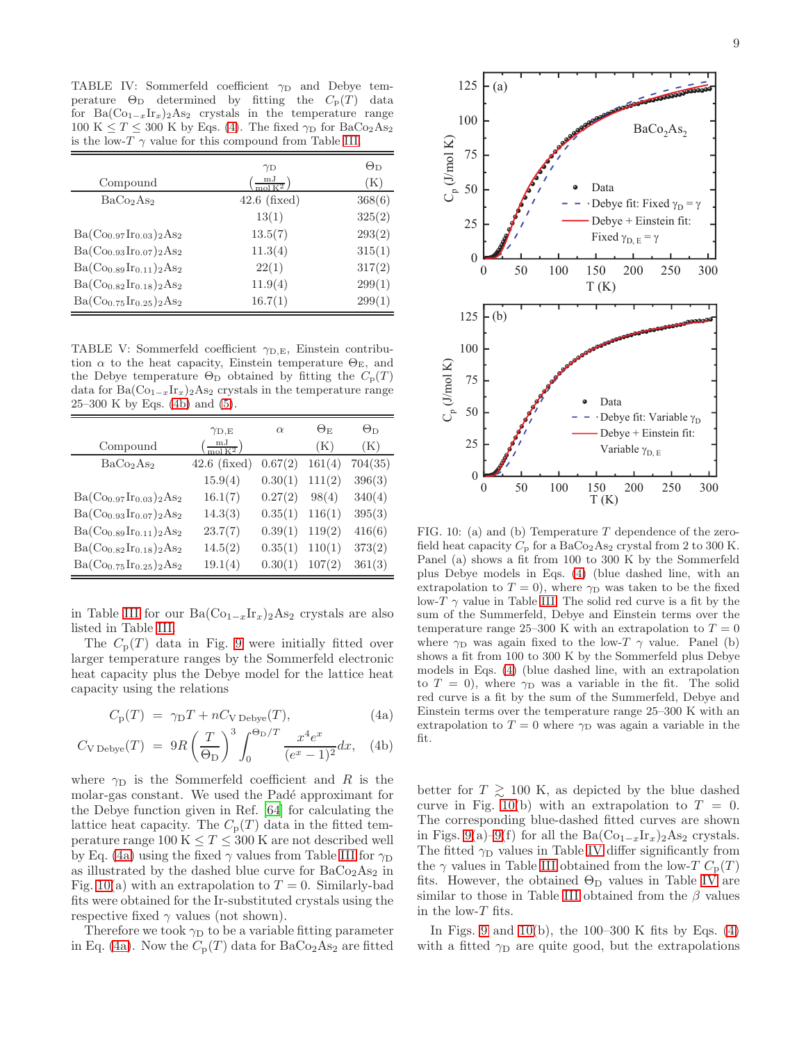TABLE IV: Sommerfeld coefficient $\gamma_D$ and Debye temperature $\Theta_D$ determined by fitting the $C_p(T)$ data for $Ba(Co_{1-x}Ir_x)_2As_2$ crystals in the temperature range 100 K $\le T \le$ 300 K by Eqs. (4). The fixed $\gamma_D$ for $BaCo_2As_2$ is the low-$T$ $\gamma$ value for this compound from Table III.

| Compound | $\gamma_D$ $\left(\frac{mJ}{mol\,K^2}\right)$ | $\Theta_D$ (K) |
|---|---|---|
| $BaCo_2As_2$ | 42.6 (fixed) | 368(6) |
| | 13(1) | 325(2) |
| $Ba(Co_{0.97}Ir_{0.03})_2As_2$ | 13.5(7) | 293(2) |
| $Ba(Co_{0.93}Ir_{0.07})_2As_2$ | 11.3(4) | 315(1) |
| $Ba(Co_{0.89}Ir_{0.11})_2As_2$ | 22(1) | 317(2) |
| $Ba(Co_{0.82}Ir_{0.18})_2As_2$ | 11.9(4) | 299(1) |
| $Ba(Co_{0.75}Ir_{0.25})_2As_2$ | 16.7(1) | 299(1) |

TABLE V: Sommerfeld coefficient $\gamma_{D,E}$, Einstein contribution $\alpha$ to the heat capacity, Einstein temperature $\Theta_E$, and the Debye temperature $\Theta_D$ obtained by fitting the $C_p(T)$ data for $Ba(Co_{1-x}Ir_x)_2As_2$ crystals in the temperature range 25–300 K by Eqs. (4b) and (5).

| Compound | $\gamma_{D,E}$ $\left(\frac{mJ}{mol\,K^2}\right)$ | $\alpha$ | $\Theta_E$ (K) | $\Theta_D$ (K) |
|---|---|---|---|---|
| $BaCo_2As_2$ | 42.6 (fixed) | 0.67(2) | 161(4) | 704(35) |
| | 15.9(4) | 0.30(1) | 111(2) | 396(3) |
| $Ba(Co_{0.97}Ir_{0.03})_2As_2$ | 16.1(7) | 0.27(2) | 98(4) | 340(4) |
| $Ba(Co_{0.93}Ir_{0.07})_2As_2$ | 14.3(3) | 0.35(1) | 116(1) | 395(3) |
| $Ba(Co_{0.89}Ir_{0.11})_2As_2$ | 23.7(7) | 0.39(1) | 119(2) | 416(6) |
| $Ba(Co_{0.82}Ir_{0.18})_2As_2$ | 14.5(2) | 0.35(1) | 110(1) | 373(2) |
| $Ba(Co_{0.75}Ir_{0.25})_2As_2$ | 19.1(4) | 0.30(1) | 107(2) | 361(3) |

in Table III for our $Ba(Co_{1-x}Ir_x)_2As_2$ crystals are also listed in Table III.

The $C_p(T)$ data in Fig. 9 were initially fitted over larger temperature ranges by the Sommerfeld electronic heat capacity plus the Debye model for the lattice heat capacity using the relations

$$C_p(T) = \gamma_D T + nC_{V\,Debye}(T), \quad (4a)$$

$$C_{V\,Debye}(T) = 9R\left(\frac{T}{\Theta_D}\right)^3 \int_0^{\Theta_D/T} \frac{x^4 e^x}{(e^x-1)^2}dx, \quad (4b)$$

where $\gamma_D$ is the Sommerfeld coefficient and $R$ is the molar-gas constant. We used the Padé approximant for the Debye function given in Ref. [64] for calculating the lattice heat capacity. The $C_p(T)$ data in the fitted temperature range 100 K $\le T \le$ 300 K are not described well by Eq. (4a) using the fixed $\gamma$ values from Table III for $\gamma_D$ as illustrated by the dashed blue curve for $BaCo_2As_2$ in Fig. 10(a) with an extrapolation to $T = 0$. Similarly-bad fits were obtained for the Ir-substituted crystals using the respective fixed $\gamma$ values (not shown).

Therefore we took $\gamma_D$ to be a variable fitting parameter in Eq. (4a). Now the $C_p(T)$ data for $BaCo_2As_2$ are fitted better for $T \gtrsim 100$ K, as depicted by the blue dashed curve in Fig. 10(b) with an extrapolation to $T = 0$. The corresponding blue-dashed fitted curves are shown in Figs. 9(a)–9(f) for all the $Ba(Co_{1-x}Ir_x)_2As_2$ crystals. The fitted $\gamma_D$ values in Table IV differ significantly from the $\gamma$ values in Table III obtained from the low-$T$ $C_p(T)$ fits. However, the obtained $\Theta_D$ values in Table IV are similar to those in Table III obtained from the $\beta$ values in the low-$T$ fits.

FIG. 10: (a) and (b) Temperature $T$ dependence of the zero-field heat capacity $C_p$ for a $BaCo_2As_2$ crystal from 2 to 300 K. Panel (a) shows a fit from 100 to 300 K by the Sommerfeld plus Debye models in Eqs. (4) (blue dashed line, with an extrapolation to $T = 0$), where $\gamma_D$ was taken to be the fixed low-$T$ $\gamma$ value in Table III. The solid red curve is a fit by the sum of the Summerfeld, Debye and Einstein terms over the temperature range 25–300 K with an extrapolation to $T = 0$ where $\gamma_D$ was again fixed to the low-$T$ $\gamma$ value. Panel (b) shows a fit from 100 to 300 K by the Sommerfeld plus Debye models in Eqs. (4) (blue dashed line, with an extrapolation to $T = 0$), where $\gamma_D$ was a variable in the fit. The solid red curve is a fit by the sum of the Summerfeld, Debye and Einstein terms over the temperature range 25–300 K with an extrapolation to $T = 0$ where $\gamma_D$ was again a variable in the fit.

In Figs. 9 and 10(b), the 100–300 K fits by Eqs. (4) with a fitted $\gamma_D$ are quite good, but the extrapolations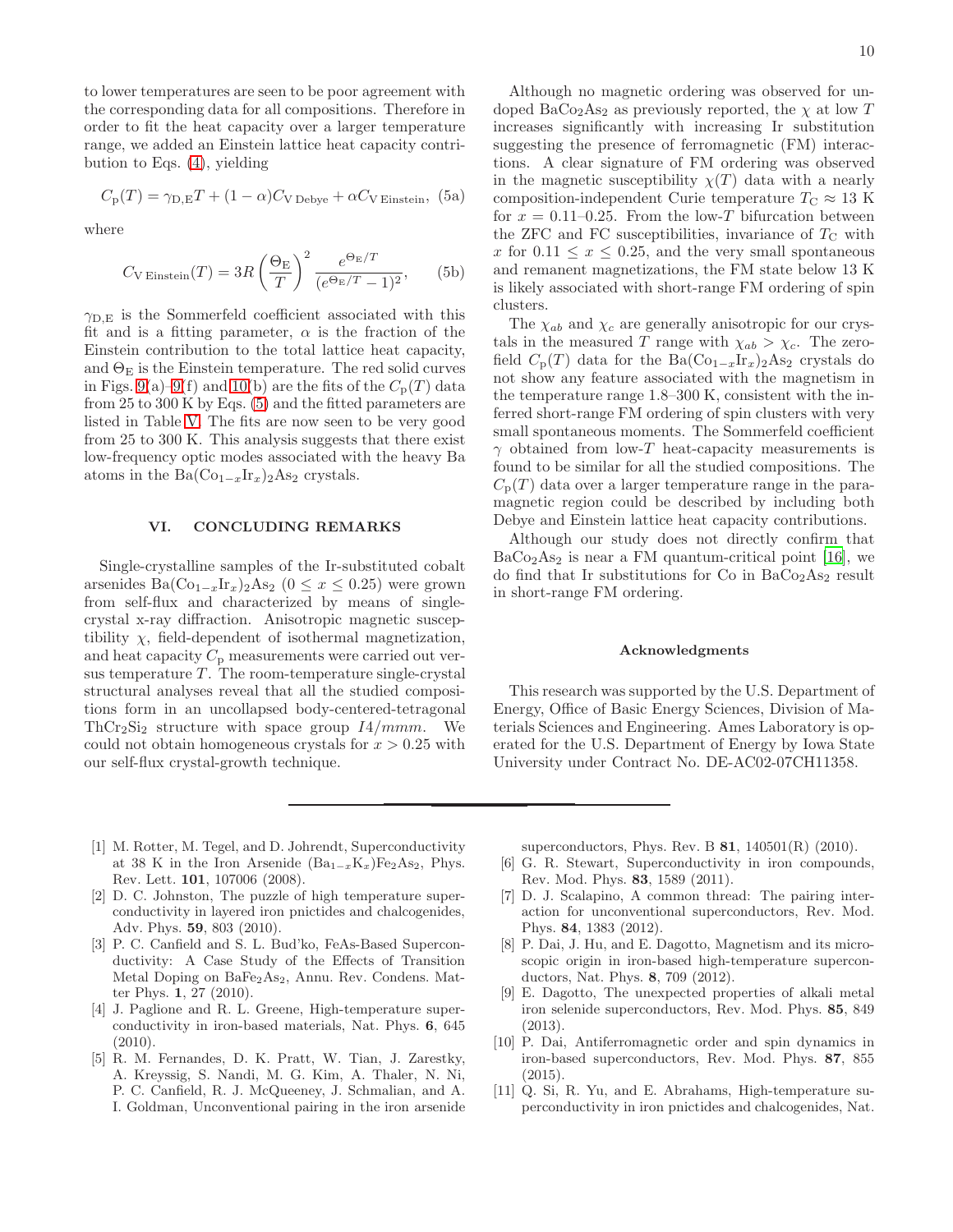to lower temperatures are seen to be poor agreement with the corresponding data for all compositions. Therefore in order to fit the heat capacity over a larger temperature range, we added an Einstein lattice heat capacity contribution to Eqs. (4), yielding

$$C_{\rm p}(T) = \gamma_{\rm D,E}T + (1-\alpha)C_{\rm V\,Debye} + \alpha C_{\rm V\,Einstein}, \quad (5a)$$

where

$$C_{\rm V\,Einstein}(T) = 3R\left(\frac{\Theta_{\rm E}}{T}\right)^2 \frac{e^{\Theta_{\rm E}/T}}{(e^{\Theta_{\rm E}/T}-1)^2}, \quad (5b)$$

$\gamma_{\rm D,E}$ is the Sommerfeld coefficient associated with this fit and is a fitting parameter, $\alpha$ is the fraction of the Einstein contribution to the total lattice heat capacity, and $\Theta_{\rm E}$ is the Einstein temperature. The red solid curves in Figs. 9(a)–9(f) and 10(b) are the fits of the $C_{\rm p}(T)$ data from 25 to 300 K by Eqs. (5) and the fitted parameters are listed in Table V. The fits are now seen to be very good from 25 to 300 K. This analysis suggests that there exist low-frequency optic modes associated with the heavy Ba atoms in the $Ba(Co_{1-x}Ir_x)_2As_2$ crystals.

## VI. CONCLUDING REMARKS

Single-crystalline samples of the Ir-substituted cobalt arsenides $Ba(Co_{1-x}Ir_x)_2As_2$ ($0 \leq x \leq 0.25$) were grown from self-flux and characterized by means of single-crystal x-ray diffraction. Anisotropic magnetic susceptibility $\chi$, field-dependent of isothermal magnetization, and heat capacity $C_{\rm p}$ measurements were carried out versus temperature $T$. The room-temperature single-crystal structural analyses reveal that all the studied compositions form in an uncollapsed body-centered-tetragonal $ThCr_2Si_2$ structure with space group $I4/mmm$. We could not obtain homogeneous crystals for $x > 0.25$ with our self-flux crystal-growth technique.

Although no magnetic ordering was observed for undoped $BaCo_2As_2$ as previously reported, the $\chi$ at low $T$ increases significantly with increasing Ir substitution suggesting the presence of ferromagnetic (FM) interactions. A clear signature of FM ordering was observed in the magnetic susceptibility $\chi(T)$ data with a nearly composition-independent Curie temperature $T_{\rm C} \approx 13$ K for $x = 0.11$–$0.25$. From the low-$T$ bifurcation between the ZFC and FC susceptibilities, invariance of $T_{\rm C}$ with $x$ for $0.11 \leq x \leq 0.25$, and the very small spontaneous and remanent magnetizations, the FM state below 13 K is likely associated with short-range FM ordering of spin clusters.

The $\chi_{ab}$ and $\chi_c$ are generally anisotropic for our crystals in the measured $T$ range with $\chi_{ab} > \chi_c$. The zero-field $C_{\rm p}(T)$ data for the $Ba(Co_{1-x}Ir_x)_2As_2$ crystals do not show any feature associated with the magnetism in the temperature range 1.8–300 K, consistent with the inferred short-range FM ordering of spin clusters with very small spontaneous moments. The Sommerfeld coefficient $\gamma$ obtained from low-$T$ heat-capacity measurements is found to be similar for all the studied compositions. The $C_{\rm p}(T)$ data over a larger temperature range in the paramagnetic region could be described by including both Debye and Einstein lattice heat capacity contributions.

Although our study does not directly confirm that $BaCo_2As_2$ is near a FM quantum-critical point [16], we do find that Ir substitutions for Co in $BaCo_2As_2$ result in short-range FM ordering.

### Acknowledgments

This research was supported by the U.S. Department of Energy, Office of Basic Energy Sciences, Division of Materials Sciences and Engineering. Ames Laboratory is operated for the U.S. Department of Energy by Iowa State University under Contract No. DE-AC02-07CH11358.

---

[1] M. Rotter, M. Tegel, and D. Johrendt, Superconductivity at 38 K in the Iron Arsenide $(Ba_{1-x}K_x)Fe_2As_2$, Phys. Rev. Lett. **101**, 107006 (2008).

[2] D. C. Johnston, The puzzle of high temperature superconductivity in layered iron pnictides and chalcogenides, Adv. Phys. **59**, 803 (2010).

[3] P. C. Canfield and S. L. Bud'ko, FeAs-Based Superconductivity: A Case Study of the Effects of Transition Metal Doping on $BaFe_2As_2$, Annu. Rev. Condens. Matter Phys. **1**, 27 (2010).

[4] J. Paglione and R. L. Greene, High-temperature superconductivity in iron-based materials, Nat. Phys. **6**, 645 (2010).

[5] R. M. Fernandes, D. K. Pratt, W. Tian, J. Zarestky, A. Kreyssig, S. Nandi, M. G. Kim, A. Thaler, N. Ni, P. C. Canfield, R. J. McQueeney, J. Schmalian, and A. I. Goldman, Unconventional pairing in the iron arsenide superconductors, Phys. Rev. B **81**, 140501(R) (2010).

[6] G. R. Stewart, Superconductivity in iron compounds, Rev. Mod. Phys. **83**, 1589 (2011).

[7] D. J. Scalapino, A common thread: The pairing interaction for unconventional superconductors, Rev. Mod. Phys. **84**, 1383 (2012).

[8] P. Dai, J. Hu, and E. Dagotto, Magnetism and its microscopic origin in iron-based high-temperature superconductors, Nat. Phys. **8**, 709 (2012).

[9] E. Dagotto, The unexpected properties of alkali metal iron selenide superconductors, Rev. Mod. Phys. **85**, 849 (2013).

[10] P. Dai, Antiferromagnetic order and spin dynamics in iron-based superconductors, Rev. Mod. Phys. **87**, 855 (2015).

[11] Q. Si, R. Yu, and E. Abrahams, High-temperature superconductivity in iron pnictides and chalcogenides, Nat.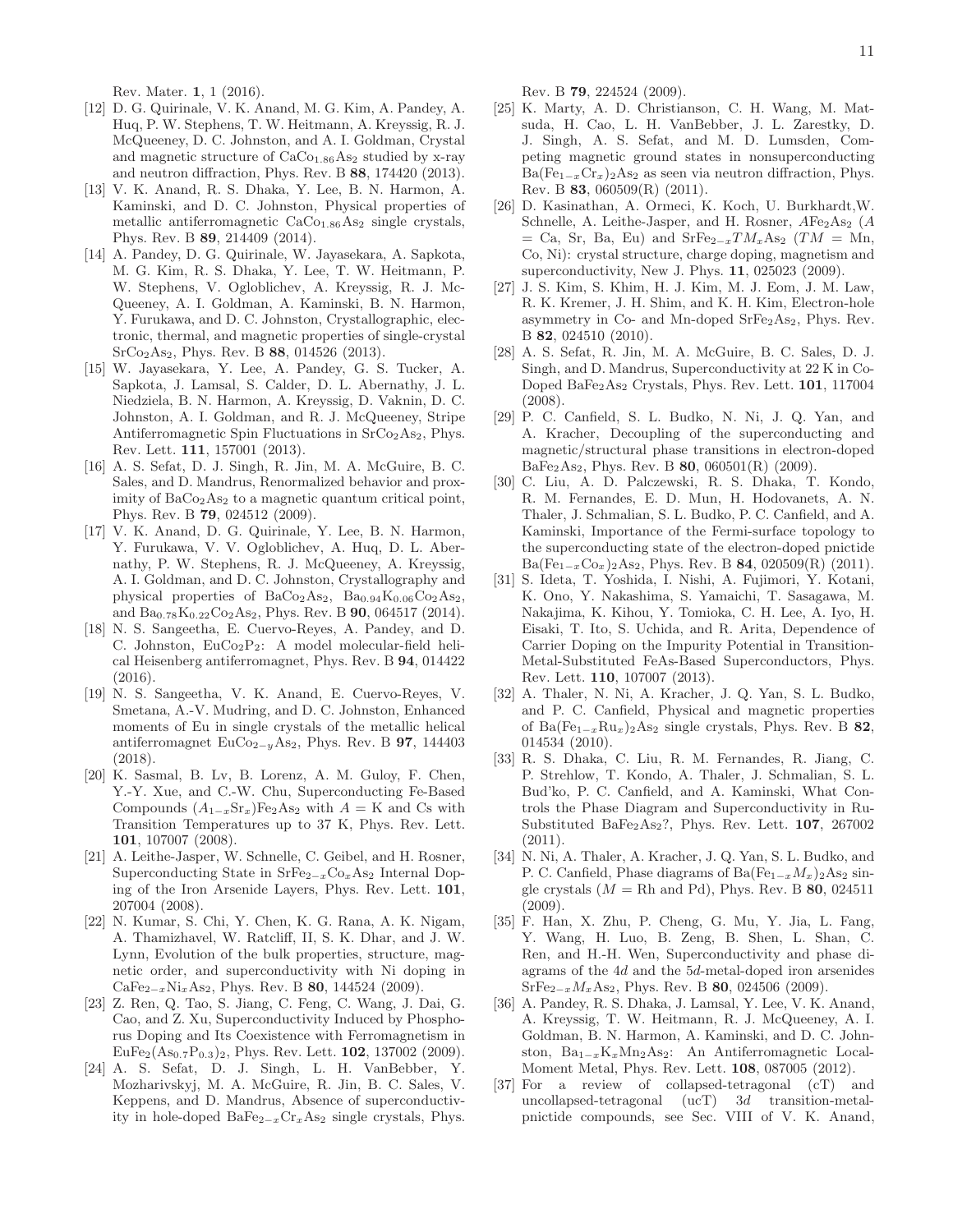Rev. Mater. **1**, 1 (2016).

- [12] D. G. Quirinale, V. K. Anand, M. G. Kim, A. Pandey, A. Huq, P. W. Stephens, T. W. Heitmann, A. Kreyssig, R. J. McQueeney, D. C. Johnston, and A. I. Goldman, Crystal and magnetic structure of $CaCo_{1.86}As_2$ studied by x-ray and neutron diffraction, Phys. Rev. B **88**, 174420 (2013).
- [13] V. K. Anand, R. S. Dhaka, Y. Lee, B. N. Harmon, A. Kaminski, and D. C. Johnston, Physical properties of metallic antiferromagnetic $CaCo_{1.86}As_2$ single crystals, Phys. Rev. B **89**, 214409 (2014).
- [14] A. Pandey, D. G. Quirinale, W. Jayasekara, A. Sapkota, M. G. Kim, R. S. Dhaka, Y. Lee, T. W. Heitmann, P. W. Stephens, V. Ogloblichev, A. Kreyssig, R. J. McQueeney, A. I. Goldman, A. Kaminski, B. N. Harmon, Y. Furukawa, and D. C. Johnston, Crystallographic, electronic, thermal, and magnetic properties of single-crystal $SrCo_2As_2$, Phys. Rev. B **88**, 014526 (2013).
- [15] W. Jayasekara, Y. Lee, A. Pandey, G. S. Tucker, A. Sapkota, J. Lamsal, S. Calder, D. L. Abernathy, J. L. Niedziela, B. N. Harmon, A. Kreyssig, D. Vaknin, D. C. Johnston, A. I. Goldman, and R. J. McQueeney, Stripe Antiferromagnetic Spin Fluctuations in $SrCo_2As_2$, Phys. Rev. Lett. **111**, 157001 (2013).
- [16] A. S. Sefat, D. J. Singh, R. Jin, M. A. McGuire, B. C. Sales, and D. Mandrus, Renormalized behavior and proximity of $BaCo_2As_2$ to a magnetic quantum critical point, Phys. Rev. B **79**, 024512 (2009).
- [17] V. K. Anand, D. G. Quirinale, Y. Lee, B. N. Harmon, Y. Furukawa, V. V. Ogloblichev, A. Huq, D. L. Abernathy, P. W. Stephens, R. J. McQueeney, A. Kreyssig, A. I. Goldman, and D. C. Johnston, Crystallography and physical properties of $BaCo_2As_2$, $Ba_{0.94}K_{0.06}Co_2As_2$, and $Ba_{0.78}K_{0.22}Co_2As_2$, Phys. Rev. B **90**, 064517 (2014).
- [18] N. S. Sangeetha, E. Cuervo-Reyes, A. Pandey, and D. C. Johnston, $EuCo_2P_2$: A model molecular-field helical Heisenberg antiferromagnet, Phys. Rev. B **94**, 014422 (2016).
- [19] N. S. Sangeetha, V. K. Anand, E. Cuervo-Reyes, V. Smetana, A.-V. Mudring, and D. C. Johnston, Enhanced moments of Eu in single crystals of the metallic helical antiferromagnet $EuCo_{2-y}As_2$, Phys. Rev. B **97**, 144403 (2018).
- [20] K. Sasmal, B. Lv, B. Lorenz, A. M. Guloy, F. Chen, Y.-Y. Xue, and C.-W. Chu, Superconducting Fe-Based Compounds $(A_{1-x}Sr_x)Fe_2As_2$ with $A$ = K and Cs with Transition Temperatures up to 37 K, Phys. Rev. Lett. **101**, 107007 (2008).
- [21] A. Leithe-Jasper, W. Schnelle, C. Geibel, and H. Rosner, Superconducting State in $SrFe_{2-x}Co_xAs_2$ Internal Doping of the Iron Arsenide Layers, Phys. Rev. Lett. **101**, 207004 (2008).
- [22] N. Kumar, S. Chi, Y. Chen, K. G. Rana, A. K. Nigam, A. Thamizhavel, W. Ratcliff, II, S. K. Dhar, and J. W. Lynn, Evolution of the bulk properties, structure, magnetic order, and superconductivity with Ni doping in $CaFe_{2-x}Ni_xAs_2$, Phys. Rev. B **80**, 144524 (2009).
- [23] Z. Ren, Q. Tao, S. Jiang, C. Feng, C. Wang, J. Dai, G. Cao, and Z. Xu, Superconductivity Induced by Phosphorus Doping and Its Coexistence with Ferromagnetism in $EuFe_2(As_{0.7}P_{0.3})_2$, Phys. Rev. Lett. **102**, 137002 (2009).
- [24] A. S. Sefat, D. J. Singh, L. H. VanBebber, Y. Mozharivskyj, M. A. McGuire, R. Jin, B. C. Sales, V. Keppens, and D. Mandrus, Absence of superconductivity in hole-doped $BaFe_{2-x}Cr_xAs_2$ single crystals, Phys. Rev. B **79**, 224524 (2009).
- [25] K. Marty, A. D. Christianson, C. H. Wang, M. Matsuda, H. Cao, L. H. VanBebber, J. L. Zarestky, D. J. Singh, A. S. Sefat, and M. D. Lumsden, Competing magnetic ground states in nonsuperconducting $Ba(Fe_{1-x}Cr_x)_2As_2$ as seen via neutron diffraction, Phys. Rev. B **83**, 060509(R) (2011).
- [26] D. Kasinathan, A. Ormeci, K. Koch, U. Burkhardt,W. Schnelle, A. Leithe-Jasper, and H. Rosner, $AFe_2As_2$ ($A$ = Ca, Sr, Ba, Eu) and $SrFe_{2-x}TM_xAs_2$ ($TM$ = Mn, Co, Ni): crystal structure, charge doping, magnetism and superconductivity, New J. Phys. **11**, 025023 (2009).
- [27] J. S. Kim, S. Khim, H. J. Kim, M. J. Eom, J. M. Law, R. K. Kremer, J. H. Shim, and K. H. Kim, Electron-hole asymmetry in Co- and Mn-doped $SrFe_2As_2$, Phys. Rev. B **82**, 024510 (2010).
- [28] A. S. Sefat, R. Jin, M. A. McGuire, B. C. Sales, D. J. Singh, and D. Mandrus, Superconductivity at 22 K in Co-Doped $BaFe_2As_2$ Crystals, Phys. Rev. Lett. **101**, 117004 (2008).
- [29] P. C. Canfield, S. L. Budko, N. Ni, J. Q. Yan, and A. Kracher, Decoupling of the superconducting and magnetic/structural phase transitions in electron-doped $BaFe_2As_2$, Phys. Rev. B **80**, 060501(R) (2009).
- [30] C. Liu, A. D. Palczewski, R. S. Dhaka, T. Kondo, R. M. Fernandes, E. D. Mun, H. Hodovanets, A. N. Thaler, J. Schmalian, S. L. Budko, P. C. Canfield, and A. Kaminski, Importance of the Fermi-surface topology to the superconducting state of the electron-doped pnictide $Ba(Fe_{1-x}Co_x)_2As_2$, Phys. Rev. B **84**, 020509(R) (2011).
- [31] S. Ideta, T. Yoshida, I. Nishi, A. Fujimori, Y. Kotani, K. Ono, Y. Nakashima, S. Yamaichi, T. Sasagawa, M. Nakajima, K. Kihou, Y. Tomioka, C. H. Lee, A. Iyo, H. Eisaki, T. Ito, S. Uchida, and R. Arita, Dependence of Carrier Doping on the Impurity Potential in Transition-Metal-Substituted FeAs-Based Superconductors, Phys. Rev. Lett. **110**, 107007 (2013).
- [32] A. Thaler, N. Ni, A. Kracher, J. Q. Yan, S. L. Budko, and P. C. Canfield, Physical and magnetic properties of $Ba(Fe_{1-x}Ru_x)_2As_2$ single crystals, Phys. Rev. B **82**, 014534 (2010).
- [33] R. S. Dhaka, C. Liu, R. M. Fernandes, R. Jiang, C. P. Strehlow, T. Kondo, A. Thaler, J. Schmalian, S. L. Bud'ko, P. C. Canfield, and A. Kaminski, What Controls the Phase Diagram and Superconductivity in Ru-Substituted $BaFe_2As_2$?, Phys. Rev. Lett. **107**, 267002 (2011).
- [34] N. Ni, A. Thaler, A. Kracher, J. Q. Yan, S. L. Budko, and P. C. Canfield, Phase diagrams of $Ba(Fe_{1-x}M_x)_2As_2$ single crystals ($M$ = Rh and Pd), Phys. Rev. B **80**, 024511 (2009).
- [35] F. Han, X. Zhu, P. Cheng, G. Mu, Y. Jia, L. Fang, Y. Wang, H. Luo, B. Zeng, B. Shen, L. Shan, C. Ren, and H.-H. Wen, Superconductivity and phase diagrams of the 4$d$ and the 5$d$-metal-doped iron arsenides $SrFe_{2-x}M_xAs_2$, Phys. Rev. B **80**, 024506 (2009).
- [36] A. Pandey, R. S. Dhaka, J. Lamsal, Y. Lee, V. K. Anand, A. Kreyssig, T. W. Heitmann, R. J. McQueeney, A. I. Goldman, B. N. Harmon, A. Kaminski, and D. C. Johnston, $Ba_{1-x}K_xMn_2As_2$: An Antiferromagnetic Local-Moment Metal, Phys. Rev. Lett. **108**, 087005 (2012).
- [37] For a review of collapsed-tetragonal (cT) and uncollapsed-tetragonal (ucT) 3$d$ transition-metal-pnictide compounds, see Sec. VIII of V. K. Anand,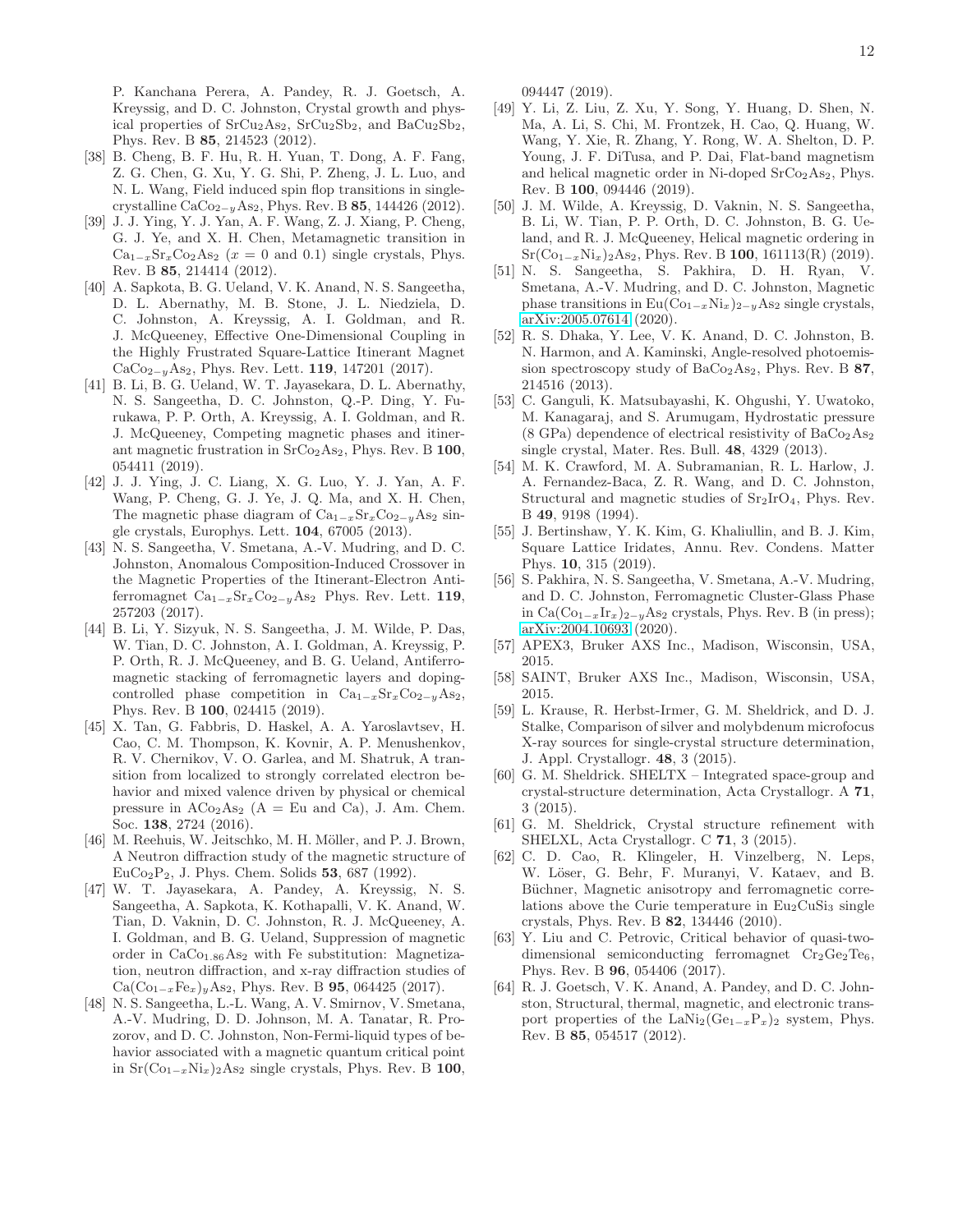P. Kanchana Perera, A. Pandey, R. J. Goetsch, A. Kreyssig, and D. C. Johnston, Crystal growth and physical properties of $SrCu_2As_2$, $SrCu_2Sb_2$, and $BaCu_2Sb_2$, Phys. Rev. B **85**, 214523 (2012).

[38] B. Cheng, B. F. Hu, R. H. Yuan, T. Dong, A. F. Fang, Z. G. Chen, G. Xu, Y. G. Shi, P. Zheng, J. L. Luo, and N. L. Wang, Field induced spin flop transitions in single-crystalline $CaCo_{2-y}As_2$, Phys. Rev. B **85**, 144426 (2012).

[39] J. J. Ying, Y. J. Yan, A. F. Wang, Z. J. Xiang, P. Cheng, G. J. Ye, and X. H. Chen, Metamagnetic transition in $Ca_{1-x}Sr_xCo_2As_2$ ($x = 0$ and 0.1) single crystals, Phys. Rev. B **85**, 214414 (2012).

[40] A. Sapkota, B. G. Ueland, V. K. Anand, N. S. Sangeetha, D. L. Abernathy, M. B. Stone, J. L. Niedziela, D. C. Johnston, A. Kreyssig, A. I. Goldman, and R. J. McQueeney, Effective One-Dimensional Coupling in the Highly Frustrated Square-Lattice Itinerant Magnet $CaCo_{2-y}As_2$, Phys. Rev. Lett. **119**, 147201 (2017).

[41] B. Li, B. G. Ueland, W. T. Jayasekara, D. L. Abernathy, N. S. Sangeetha, D. C. Johnston, Q.-P. Ding, Y. Furukawa, P. P. Orth, A. Kreyssig, A. I. Goldman, and R. J. McQueeney, Competing magnetic phases and itinerant magnetic frustration in $SrCo_2As_2$, Phys. Rev. B **100**, 054411 (2019).

[42] J. J. Ying, J. C. Liang, X. G. Luo, Y. J. Yan, A. F. Wang, P. Cheng, G. J. Ye, J. Q. Ma, and X. H. Chen, The magnetic phase diagram of $Ca_{1-x}Sr_xCo_{2-y}As_2$ single crystals, Europhys. Lett. **104**, 67005 (2013).

[43] N. S. Sangeetha, V. Smetana, A.-V. Mudring, and D. C. Johnston, Anomalous Composition-Induced Crossover in the Magnetic Properties of the Itinerant-Electron Antiferromagnet $Ca_{1-x}Sr_xCo_{2-y}As_2$ Phys. Rev. Lett. **119**, 257203 (2017).

[44] B. Li, Y. Sizyuk, N. S. Sangeetha, J. M. Wilde, P. Das, W. Tian, D. C. Johnston, A. I. Goldman, A. Kreyssig, P. P. Orth, R. J. McQueeney, and B. G. Ueland, Antiferromagnetic stacking of ferromagnetic layers and doping-controlled phase competition in $Ca_{1-x}Sr_xCo_{2-y}As_2$, Phys. Rev. B **100**, 024415 (2019).

[45] X. Tan, G. Fabbris, D. Haskel, A. A. Yaroslavtsev, H. Cao, C. M. Thompson, K. Kovnir, A. P. Menushenkov, R. V. Chernikov, V. O. Garlea, and M. Shatruk, A transition from localized to strongly correlated electron behavior and mixed valence driven by physical or chemical pressure in $ACo_2As_2$ (A = Eu and Ca), J. Am. Chem. Soc. **138**, 2724 (2016).

[46] M. Reehuis, W. Jeitschko, M. H. Möller, and P. J. Brown, A Neutron diffraction study of the magnetic structure of $EuCo_2P_2$, J. Phys. Chem. Solids **53**, 687 (1992).

[47] W. T. Jayasekara, A. Pandey, A. Kreyssig, N. S. Sangeetha, A. Sapkota, K. Kothapalli, V. K. Anand, W. Tian, D. Vaknin, D. C. Johnston, R. J. McQueeney, A. I. Goldman, and B. G. Ueland, Suppression of magnetic order in $CaCo_{1.86}As_2$ with Fe substitution: Magnetization, neutron diffraction, and x-ray diffraction studies of $Ca(Co_{1-x}Fe_x)_yAs_2$, Phys. Rev. B **95**, 064425 (2017).

[48] N. S. Sangeetha, L.-L. Wang, A. V. Smirnov, V. Smetana, A.-V. Mudring, D. D. Johnson, M. A. Tanatar, R. Prozorov, and D. C. Johnston, Non-Fermi-liquid types of behavior associated with a magnetic quantum critical point in $Sr(Co_{1-x}Ni_x)_2As_2$ single crystals, Phys. Rev. B **100**, 094447 (2019).

[49] Y. Li, Z. Liu, Z. Xu, Y. Song, Y. Huang, D. Shen, N. Ma, A. Li, S. Chi, M. Frontzek, H. Cao, Q. Huang, W. Wang, Y. Xie, R. Zhang, Y. Rong, W. A. Shelton, D. P. Young, J. F. DiTusa, and P. Dai, Flat-band magnetism and helical magnetic order in Ni-doped $SrCo_2As_2$, Phys. Rev. B **100**, 094446 (2019).

[50] J. M. Wilde, A. Kreyssig, D. Vaknin, N. S. Sangeetha, B. Li, W. Tian, P. P. Orth, D. C. Johnston, B. G. Ueland, and R. J. McQueeney, Helical magnetic ordering in $Sr(Co_{1-x}Ni_x)_2As_2$, Phys. Rev. B **100**, 161113(R) (2019).

[51] N. S. Sangeetha, S. Pakhira, D. H. Ryan, V. Smetana, A.-V. Mudring, and D. C. Johnston, Magnetic phase transitions in $Eu(Co_{1-x}Ni_x)_{2-y}As_2$ single crystals, arXiv:2005.07614 (2020).

[52] R. S. Dhaka, Y. Lee, V. K. Anand, D. C. Johnston, B. N. Harmon, and A. Kaminski, Angle-resolved photoemission spectroscopy study of $BaCo_2As_2$, Phys. Rev. B **87**, 214516 (2013).

[53] C. Ganguli, K. Matsubayashi, K. Ohgushi, Y. Uwatoko, M. Kanagaraj, and S. Arumugam, Hydrostatic pressure (8 GPa) dependence of electrical resistivity of $BaCo_2As_2$ single crystal, Mater. Res. Bull. **48**, 4329 (2013).

[54] M. K. Crawford, M. A. Subramanian, R. L. Harlow, J. A. Fernandez-Baca, Z. R. Wang, and D. C. Johnston, Structural and magnetic studies of $Sr_2IrO_4$, Phys. Rev. B **49**, 9198 (1994).

[55] J. Bertinshaw, Y. K. Kim, G. Khaliullin, and B. J. Kim, Square Lattice Iridates, Annu. Rev. Condens. Matter Phys. **10**, 315 (2019).

[56] S. Pakhira, N. S. Sangeetha, V. Smetana, A.-V. Mudring, and D. C. Johnston, Ferromagnetic Cluster-Glass Phase in $Ca(Co_{1-x}Ir_x)_{2-y}As_2$ crystals, Phys. Rev. B (in press); arXiv:2004.10693 (2020).

[57] APEX3, Bruker AXS Inc., Madison, Wisconsin, USA, 2015.

[58] SAINT, Bruker AXS Inc., Madison, Wisconsin, USA, 2015.

[59] L. Krause, R. Herbst-Irmer, G. M. Sheldrick, and D. J. Stalke, Comparison of silver and molybdenum microfocus X-ray sources for single-crystal structure determination, J. Appl. Crystallogr. **48**, 3 (2015).

[60] G. M. Sheldrick. SHELTX – Integrated space-group and crystal-structure determination, Acta Crystallogr. A **71**, 3 (2015).

[61] G. M. Sheldrick, Crystal structure refinement with SHELXL, Acta Crystallogr. C **71**, 3 (2015).

[62] C. D. Cao, R. Klingeler, H. Vinzelberg, N. Leps, W. Löser, G. Behr, F. Muranyi, V. Kataev, and B. Büchner, Magnetic anisotropy and ferromagnetic correlations above the Curie temperature in $Eu_2CuSi_3$ single crystals, Phys. Rev. B **82**, 134446 (2010).

[63] Y. Liu and C. Petrovic, Critical behavior of quasi-two-dimensional semiconducting ferromagnet $Cr_2Ge_2Te_6$, Phys. Rev. B **96**, 054406 (2017).

[64] R. J. Goetsch, V. K. Anand, A. Pandey, and D. C. Johnston, Structural, thermal, magnetic, and electronic transport properties of the $LaNi_2(Ge_{1-x}P_x)_2$ system, Phys. Rev. B **85**, 054517 (2012).